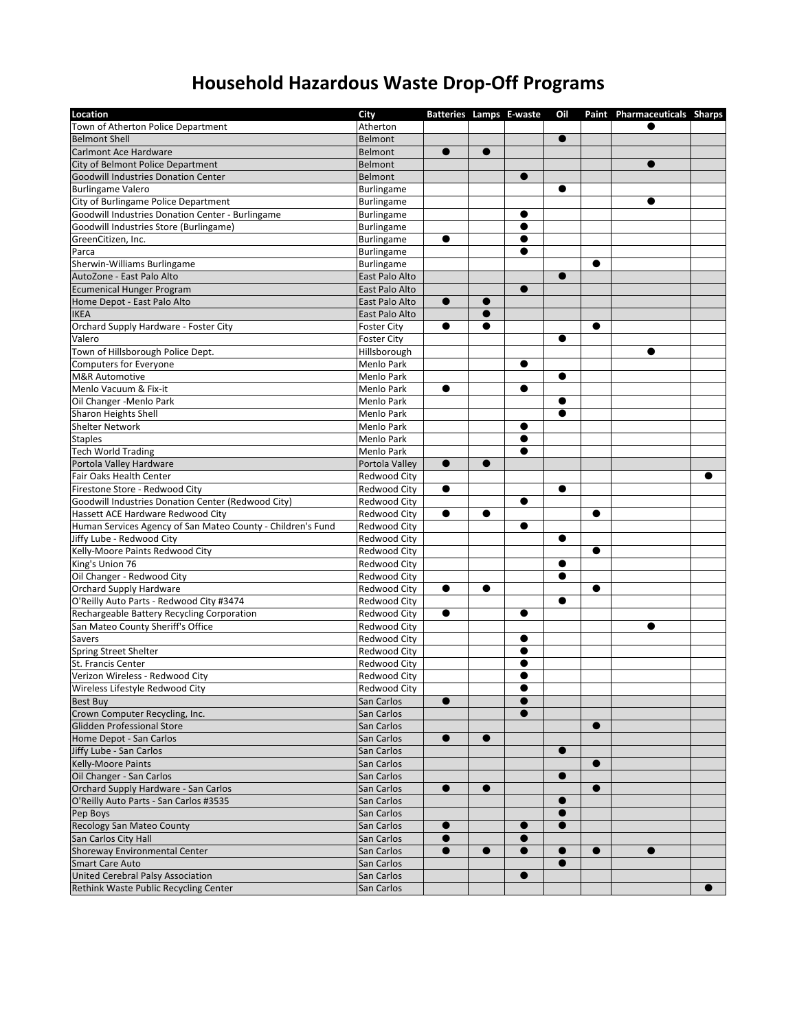# Household Hazardous Waste Drop-Off Programs

| Location | City | Batteries | Lamps | E-waste | Oil | Paint | Pharmaceuticals | Sharps |
|---|---|---|---|---|---|---|---|---|
| Town of Atherton Police Department | Atherton | | | | | | ● | |
| Belmont Shell | Belmont | | | | ● | | | |
| Carlmont Ace Hardware | Belmont | ● | ● | | | | | |
| City of Belmont Police Department | Belmont | | | | | | ● | |
| Goodwill Industries Donation Center | Belmont | | | ● | | | | |
| Burlingame Valero | Burlingame | | | | ● | | | |
| City of Burlingame Police Department | Burlingame | | | | | | ● | |
| Goodwill Industries Donation Center - Burlingame | Burlingame | | | ● | | | | |
| Goodwill Industries Store (Burlingame) | Burlingame | | | ● | | | | |
| GreenCitizen, Inc. | Burlingame | ● | | ● | | | | |
| Parca | Burlingame | | | ● | | | | |
| Sherwin-Williams Burlingame | Burlingame | | | | | ● | | |
| AutoZone - East Palo Alto | East Palo Alto | | | | ● | | | |
| Ecumenical Hunger Program | East Palo Alto | | | ● | | | | |
| Home Depot - East Palo Alto | East Palo Alto | ● | ● | | | | | |
| IKEA | East Palo Alto | | ● | | | | | |
| Orchard Supply Hardware - Foster City | Foster City | ● | ● | | | ● | | |
| Valero | Foster City | | | | ● | | | |
| Town of Hillsborough Police Dept. | Hillsborough | | | | | | ● | |
| Computers for Everyone | Menlo Park | | | ● | | | | |
| M&R Automotive | Menlo Park | | | | ● | | | |
| Menlo Vacuum & Fix-it | Menlo Park | ● | | ● | | | | |
| Oil Changer -Menlo Park | Menlo Park | | | | ● | | | |
| Sharon Heights Shell | Menlo Park | | | | ● | | | |
| Shelter Network | Menlo Park | | | ● | | | | |
| Staples | Menlo Park | | | ● | | | | |
| Tech World Trading | Menlo Park | | | ● | | | | |
| Portola Valley Hardware | Portola Valley | ● | ● | | | | | |
| Fair Oaks Health Center | Redwood City | | | | | | | ● |
| Firestone Store - Redwood City | Redwood City | ● | | | ● | | | |
| Goodwill Industries Donation Center (Redwood City) | Redwood City | | | ● | | | | |
| Hassett ACE Hardware Redwood City | Redwood City | ● | ● | | | ● | | |
| Human Services Agency of San Mateo County - Children's Fund | Redwood City | | | ● | | | | |
| Jiffy Lube - Redwood City | Redwood City | | | | ● | | | |
| Kelly-Moore Paints Redwood City | Redwood City | | | | | ● | | |
| King's Union 76 | Redwood City | | | | ● | | | |
| Oil Changer - Redwood City | Redwood City | | | | ● | | | |
| Orchard Supply Hardware | Redwood City | ● | ● | | | ● | | |
| O'Reilly Auto Parts - Redwood City #3474 | Redwood City | | | | ● | | | |
| Rechargeable Battery Recycling Corporation | Redwood City | ● | | ● | | | | |
| San Mateo County Sheriff's Office | Redwood City | | | | | | ● | |
| Savers | Redwood City | | | ● | | | | |
| Spring Street Shelter | Redwood City | | | ● | | | | |
| St. Francis Center | Redwood City | | | ● | | | | |
| Verizon Wireless - Redwood City | Redwood City | | | ● | | | | |
| Wireless Lifestyle Redwood City | Redwood City | | | ● | | | | |
| Best Buy | San Carlos | ● | | ● | | | | |
| Crown Computer Recycling, Inc. | San Carlos | | | ● | | | | |
| Glidden Professional Store | San Carlos | | | | | ● | | |
| Home Depot - San Carlos | San Carlos | ● | ● | | | | | |
| Jiffy Lube - San Carlos | San Carlos | | | | ● | | | |
| Kelly-Moore Paints | San Carlos | | | | | ● | | |
| Oil Changer - San Carlos | San Carlos | | | | ● | | | |
| Orchard Supply Hardware - San Carlos | San Carlos | ● | ● | | | ● | | |
| O'Reilly Auto Parts - San Carlos #3535 | San Carlos | | | | ● | | | |
| Pep Boys | San Carlos | | | | ● | | | |
| Recology San Mateo County | San Carlos | ● | | ● | ● | | | |
| San Carlos City Hall | San Carlos | ● | | ● | | | | |
| Shoreway Environmental Center | San Carlos | ● | ● | ● | ● | ● | ● | |
| Smart Care Auto | San Carlos | | | | ● | | | |
| United Cerebral Palsy Association | San Carlos | | | ● | | | | |
| Rethink Waste Public Recycling Center | San Carlos | | | | | | | ● |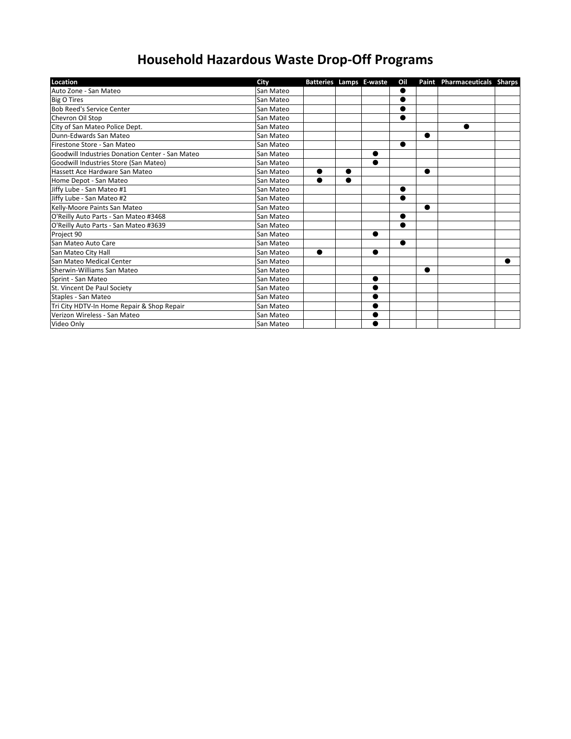# Household Hazardous Waste Drop-Off Programs

| Location | City | Batteries | Lamps | E-waste | Oil | Paint | Pharmaceuticals | Sharps |
|---|---|---|---|---|---|---|---|---|
| Auto Zone - San Mateo | San Mateo | | | | ● | | | |
| Big O Tires | San Mateo | | | | ● | | | |
| Bob Reed's Service Center | San Mateo | | | | ● | | | |
| Chevron Oil Stop | San Mateo | | | | ● | | | |
| City of San Mateo Police Dept. | San Mateo | | | | | | ● | |
| Dunn-Edwards San Mateo | San Mateo | | | | | ● | | |
| Firestone Store - San Mateo | San Mateo | | | | ● | | | |
| Goodwill Industries Donation Center - San Mateo | San Mateo | | | ● | | | | |
| Goodwill Industries Store (San Mateo) | San Mateo | | | ● | | | | |
| Hassett Ace Hardware San Mateo | San Mateo | ● | ● | | | ● | | |
| Home Depot - San Mateo | San Mateo | ● | ● | | | | | |
| Jiffy Lube - San Mateo #1 | San Mateo | | | | ● | | | |
| Jiffy Lube - San Mateo #2 | San Mateo | | | | ● | | | |
| Kelly-Moore Paints San Mateo | San Mateo | | | | | ● | | |
| O'Reilly Auto Parts - San Mateo #3468 | San Mateo | | | | ● | | | |
| O'Reilly Auto Parts - San Mateo #3639 | San Mateo | | | | ● | | | |
| Project 90 | San Mateo | | | ● | | | | |
| San Mateo Auto Care | San Mateo | | | | ● | | | |
| San Mateo City Hall | San Mateo | ● | | ● | | | | |
| San Mateo Medical Center | San Mateo | | | | | | | ● |
| Sherwin-Williams San Mateo | San Mateo | | | | | ● | | |
| Sprint - San Mateo | San Mateo | | | ● | | | | |
| St. Vincent De Paul Society | San Mateo | | | ● | | | | |
| Staples - San Mateo | San Mateo | | | ● | | | | |
| Tri City HDTV-In Home Repair & Shop Repair | San Mateo | | | ● | | | | |
| Verizon Wireless - San Mateo | San Mateo | | | ● | | | | |
| Video Only | San Mateo | | | ● | | | | |